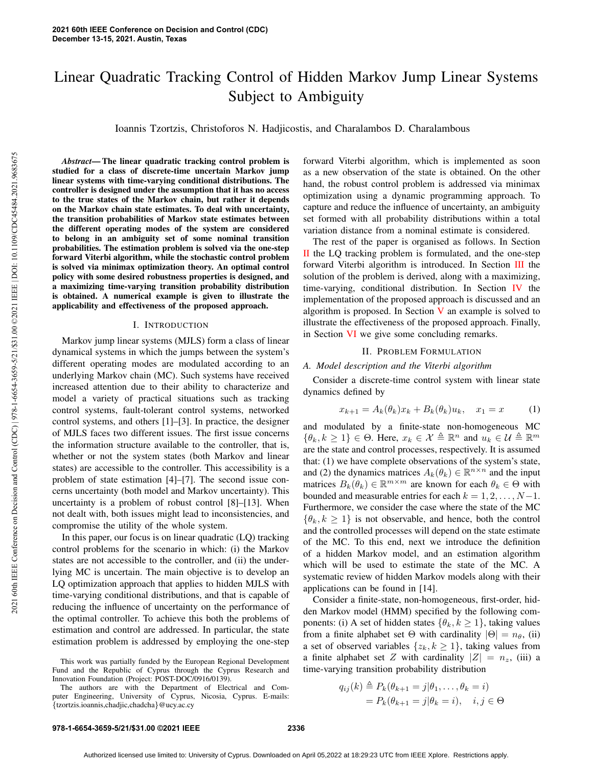# Linear Quadratic Tracking Control of Hidden Markov Jump Linear Systems Subject to Ambiguity

Ioannis Tzortzis, Christoforos N. Hadjicostis, and Charalambos D. Charalambous

***Abstract*— The linear quadratic tracking control problem is studied for a class of discrete-time uncertain Markov jump linear systems with time-varying conditional distributions. The controller is designed under the assumption that it has no access to the true states of the Markov chain, but rather it depends on the Markov chain state estimates. To deal with uncertainty, the transition probabilities of Markov state estimates between the different operating modes of the system are considered to belong in an ambiguity set of some nominal transition probabilities. The estimation problem is solved via the one-step forward Viterbi algorithm, while the stochastic control problem is solved via minimax optimization theory. An optimal control policy with some desired robustness properties is designed, and a maximizing time-varying transition probability distribution is obtained. A numerical example is given to illustrate the applicability and effectiveness of the proposed approach.**

## I. INTRODUCTION

Markov jump linear systems (MJLS) form a class of linear dynamical systems in which the jumps between the system's different operating modes are modulated according to an underlying Markov chain (MC). Such systems have received increased attention due to their ability to characterize and model a variety of practical situations such as tracking control systems, fault-tolerant control systems, networked control systems, and others [1]–[3]. In practice, the designer of MJLS faces two different issues. The first issue concerns the information structure available to the controller, that is, whether or not the system states (both Markov and linear states) are accessible to the controller. This accessibility is a problem of state estimation [4]–[7]. The second issue concerns uncertainty (both model and Markov uncertainty). This uncertainty is a problem of robust control [8]–[13]. When not dealt with, both issues might lead to inconsistencies, and compromise the utility of the whole system.

In this paper, our focus is on linear quadratic (LQ) tracking control problems for the scenario in which: (i) the Markov states are not accessible to the controller, and (ii) the underlying MC is uncertain. The main objective is to develop an LQ optimization approach that applies to hidden MJLS with time-varying conditional distributions, and that is capable of reducing the influence of uncertainty on the performance of the optimal controller. To achieve this both the problems of estimation and control are addressed. In particular, the state estimation problem is addressed by employing the one-step forward Viterbi algorithm, which is implemented as soon as a new observation of the state is obtained. On the other hand, the robust control problem is addressed via minimax optimization using a dynamic programming approach. To capture and reduce the influence of uncertainty, an ambiguity set formed with all probability distributions within a total variation distance from a nominal estimate is considered.

The rest of the paper is organised as follows. In Section II the LQ tracking problem is formulated, and the one-step forward Viterbi algorithm is introduced. In Section III the solution of the problem is derived, along with a maximizing, time-varying, conditional distribution. In Section IV the implementation of the proposed approach is discussed and an algorithm is proposed. In Section V an example is solved to illustrate the effectiveness of the proposed approach. Finally, in Section VI we give some concluding remarks.

## II. PROBLEM FORMULATION

### *A. Model description and the Viterbi algorithm*

Consider a discrete-time control system with linear state dynamics defined by

$$x_{k+1} = A_k(\theta_k)x_k + B_k(\theta_k)u_k, \quad x_1 = x \tag{1}$$

and modulated by a finite-state non-homogeneous MC $\{\theta_k, k \geq 1\} \in \Theta$. Here, $x_k \in \mathcal{X} \triangleq \mathbb{R}^n$ and $u_k \in \mathcal{U} \triangleq \mathbb{R}^m$ are the state and control processes, respectively. It is assumed that: (1) we have complete observations of the system's state, and (2) the dynamics matrices $A_k(\theta_k) \in \mathbb{R}^{n\times n}$ and the input matrices $B_k(\theta_k) \in \mathbb{R}^{m\times m}$ are known for each $\theta_k \in \Theta$ with bounded and measurable entries for each $k = 1, 2, \ldots, N-1$. Furthermore, we consider the case where the state of the MC $\{\theta_k, k \geq 1\}$ is not observable, and hence, both the control and the controlled processes will depend on the state estimate of the MC. To this end, next we introduce the definition of a hidden Markov model, and an estimation algorithm which will be used to estimate the state of the MC. A systematic review of hidden Markov models along with their applications can be found in [14].

Consider a finite-state, non-homogeneous, first-order, hidden Markov model (HMM) specified by the following components: (i) A set of hidden states $\{\theta_k, k \geq 1\}$, taking values from a finite alphabet set $\Theta$ with cardinality $|\Theta| = n_\theta$, (ii) a set of observed variables $\{z_k, k \geq 1\}$, taking values from a finite alphabet set $Z$ with cardinality $|Z| = n_z$, (iii) a time-varying transition probability distribution

$$\begin{aligned} q_{ij}(k) &\triangleq P_k(\theta_{k+1} = j|\theta_1, \ldots, \theta_k = i) \\ &= P_k(\theta_{k+1} = j|\theta_k = i), \quad i, j \in \Theta \end{aligned}$$

This work was partially funded by the European Regional Development Fund and the Republic of Cyprus through the Cyprus Research and Innovation Foundation (Project: POST-DOC/0916/0139).

The authors are with the Department of Electrical and Computer Engineering, University of Cyprus, Nicosia, Cyprus. E-mails: {tzortzis.ioannis,chadjic,chadcha}@ucy.ac.cy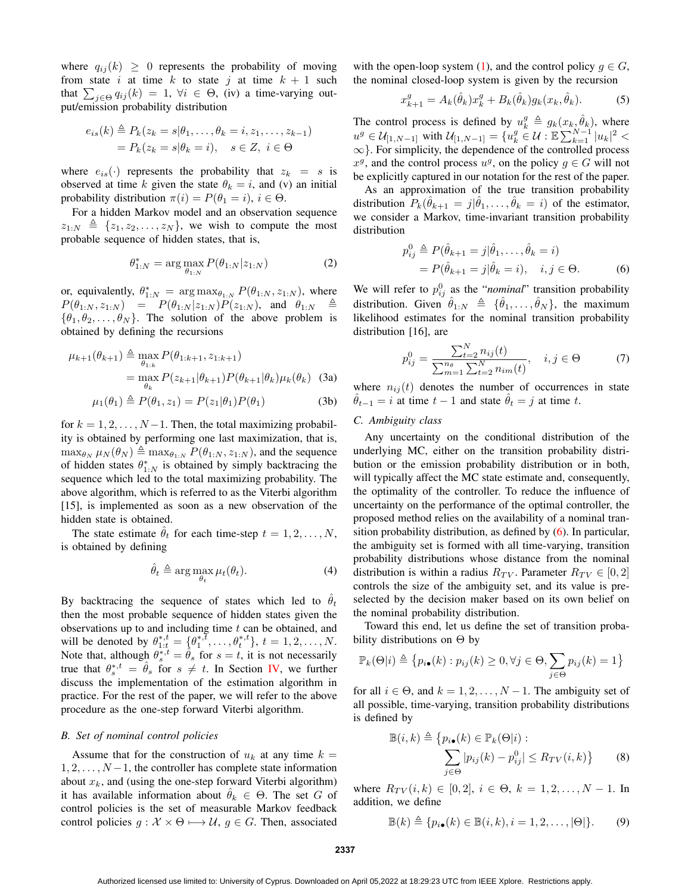where $q_{ij}(k) \geq 0$ represents the probability of moving from state $i$ at time $k$ to state $j$ at time $k+1$ such that $\sum_{j \in \Theta} q_{ij}(k) = 1$, $\forall i \in \Theta$, (iv) a time-varying output/emission probability distribution

$$
\begin{aligned}
e_{is}(k) &\triangleq P_k(z_k = s | \theta_1, \ldots, \theta_k = i, z_1, \ldots, z_{k-1}) \\
&= P_k(z_k = s | \theta_k = i), \quad s \in Z, \ i \in \Theta
\end{aligned}
$$

where $e_{is}(\cdot)$ represents the probability that $z_k = s$ is observed at time $k$ given the state $\theta_k = i$, and (v) an initial probability distribution $\pi(i) = P(\theta_1 = i)$, $i \in \Theta$.

For a hidden Markov model and an observation sequence $z_{1:N} \triangleq \{z_1, z_2, \ldots, z_N\}$, we wish to compute the most probable sequence of hidden states, that is,

$$
\theta^*_{1:N} = \arg\max_{\theta_{1:N}} P(\theta_{1:N} | z_{1:N}) \tag{2}
$$

or, equivalently, $\theta^*_{1:N} = \arg\max_{\theta_{1:N}} P(\theta_{1:N}, z_{1:N})$, where $P(\theta_{1:N}, z_{1:N}) = P(\theta_{1:N} | z_{1:N}) P(z_{1:N})$, and $\theta_{1:N} \triangleq \{\theta_1, \theta_2, \ldots, \theta_N\}$. The solution of the above problem is obtained by defining the recursions

$$
\begin{aligned}
\mu_{k+1}(\theta_{k+1}) &\triangleq \max_{\theta_{1:k}} P(\theta_{1:k+1}, z_{1:k+1}) \\
&= \max_{\theta_k} P(z_{k+1} | \theta_{k+1}) P(\theta_{k+1} | \theta_k) \mu_k(\theta_k) \quad \text{(3a)} \\
\mu_1(\theta_1) &\triangleq P(\theta_1, z_1) = P(z_1 | \theta_1) P(\theta_1) \quad \text{(3b)}
\end{aligned}
$$

for $k = 1, 2, \ldots, N-1$. Then, the total maximizing probability is obtained by performing one last maximization, that is, $\max_{\theta_N} \mu_N(\theta_N) \triangleq \max_{\theta_{1:N}} P(\theta_{1:N}, z_{1:N})$, and the sequence of hidden states $\theta^*_{1:N}$ is obtained by simply backtracking the sequence which led to the total maximizing probability. The above algorithm, which is referred to as the Viterbi algorithm [15], is implemented as soon as a new observation of the hidden state is obtained.

The state estimate $\hat{\theta}_t$ for each time-step $t = 1, 2, \ldots, N$, is obtained by defining

$$
\hat{\theta}_t \triangleq \arg\max_{\theta_t} \mu_t(\theta_t). \tag{4}
$$

By backtracking the sequence of states which led to $\hat{\theta}_t$ then the most probable sequence of hidden states given the observations up to and including time $t$ can be obtained, and will be denoted by $\theta^{*,t}_{1:t} = \{\theta^{*,t}_1, \ldots, \theta^{*,t}_t\}$, $t = 1, 2, \ldots, N$. Note that, although $\theta^{*,t}_s = \hat{\theta}_s$ for $s = t$, it is not necessarily true that $\theta^{*,t}_s = \hat{\theta}_s$ for $s \neq t$. In Section IV, we further discuss the implementation of the estimation algorithm in practice. For the rest of the paper, we will refer to the above procedure as the one-step forward Viterbi algorithm.

### B. Set of nominal control policies

Assume that for the construction of $u_k$ at any time $k = 1, 2, \ldots, N-1$, the controller has complete state information about $x_k$, and (using the one-step forward Viterbi algorithm) it has available information about $\hat{\theta}_k \in \Theta$. The set $G$ of control policies is the set of measurable Markov feedback control policies $g : \mathcal{X} \times \Theta \longmapsto \mathcal{U}$, $g \in G$. Then, associated with the open-loop system (1), and the control policy $g \in G$, the nominal closed-loop system is given by the recursion

$$
x^g_{k+1} = A_k(\hat{\theta}_k) x^g_k + B_k(\hat{\theta}_k) g_k(x_k, \hat{\theta}_k). \tag{5}
$$

The control process is defined by $u^g_k \triangleq g_k(x_k, \hat{\theta}_k)$, where $u^g \in \mathcal{U}_{[1,N-1]}$ with $\mathcal{U}_{[1,N-1]} = \{u^g_k \in \mathcal{U} : \mathbb{E} \sum_{k=1}^{N-1} |u_k|^2 < \infty\}$. For simplicity, the dependence of the controlled process $x^g$, and the control process $u^g$, on the policy $g \in G$ will not be explicitly captured in our notation for the rest of the paper.

As an approximation of the true transition probability distribution $P_k(\hat{\theta}_{k+1} = j | \hat{\theta}_1, \ldots, \hat{\theta}_k = i)$ of the estimator, we consider a Markov, time-invariant transition probability distribution

$$
\begin{aligned}
p^0_{ij} &\triangleq P(\hat{\theta}_{k+1} = j | \hat{\theta}_1, \ldots, \hat{\theta}_k = i) \\
&= P(\hat{\theta}_{k+1} = j | \hat{\theta}_k = i), \quad i, j \in \Theta.
\end{aligned} \tag{6}
$$

We will refer to $p^0_{ij}$ as the "*nominal*" transition probability distribution. Given $\hat{\theta}_{1:N} \triangleq \{\hat{\theta}_1, \ldots, \hat{\theta}_N\}$, the maximum likelihood estimates for the nominal transition probability distribution [16], are

$$
p^0_{ij} = \frac{\sum_{t=2}^{N} n_{ij}(t)}{\sum_{m=1}^{n_\theta} \sum_{t=2}^{N} n_{im}(t)}, \quad i, j \in \Theta \tag{7}
$$

where $n_{ij}(t)$ denotes the number of occurrences in state $\hat{\theta}_{t-1} = i$ at time $t-1$ and state $\hat{\theta}_t = j$ at time $t$.

### C. Ambiguity class

Any uncertainty on the conditional distribution of the underlying MC, either on the transition probability distribution or the emission probability distribution or in both, will typically affect the MC state estimate and, consequently, the optimality of the controller. To reduce the influence of uncertainty on the performance of the optimal controller, the proposed method relies on the availability of a nominal transition probability distribution, as defined by (6). In particular, the ambiguity set is formed with all time-varying, transition probability distributions whose distance from the nominal distribution is within a radius $R_{TV}$. Parameter $R_{TV} \in [0, 2]$ controls the size of the ambiguity set, and its value is preselected by the decision maker based on its own belief on the nominal probability distribution.

Toward this end, let us define the set of transition probability distributions on $\Theta$ by

$$
\mathbb{P}_k(\Theta | i) \triangleq \{p_{i\bullet}(k) : p_{ij}(k) \geq 0, \forall j \in \Theta, \sum_{j \in \Theta} p_{ij}(k) = 1\}
$$

for all $i \in \Theta$, and $k = 1, 2, \ldots, N-1$. The ambiguity set of all possible, time-varying, transition probability distributions is defined by

$$
\begin{aligned}
\mathbb{B}(i, k) \triangleq \{p_{i\bullet}(k) \in \mathbb{P}_k(\Theta | i) :& \\
\sum_{j \in \Theta} |p_{ij}(k) - p^0_{ij}| \leq R_{TV}(i, k)\}&
\end{aligned} \tag{8}
$$

where $R_{TV}(i, k) \in [0, 2]$, $i \in \Theta$, $k = 1, 2, \ldots, N-1$. In addition, we define

$$
\mathbb{B}(k) \triangleq \{p_{i\bullet}(k) \in \mathbb{B}(i, k), i = 1, 2, \ldots, |\Theta|\}. \tag{9}
$$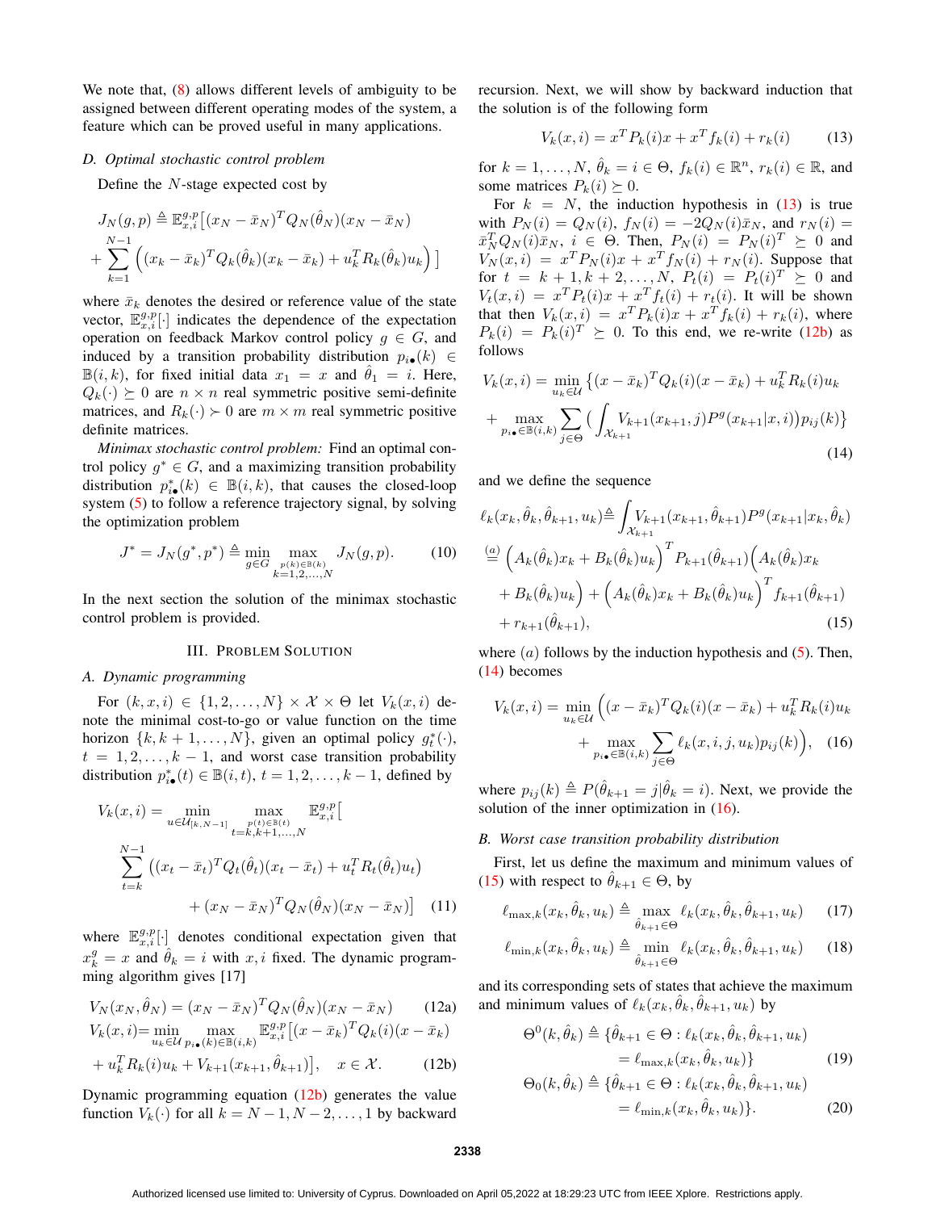We note that, (8) allows different levels of ambiguity to be assigned between different operating modes of the system, a feature which can be proved useful in many applications.

### D. Optimal stochastic control problem

Define the $N$-stage expected cost by

$$J_N(g,p) \triangleq \mathbb{E}^{g,p}_{x,i}\Big[(x_N-\bar{x}_N)^T Q_N(\hat{\theta}_N)(x_N-\bar{x}_N) + \sum_{k=1}^{N-1}\Big((x_k-\bar{x}_k)^T Q_k(\hat{\theta}_k)(x_k-\bar{x}_k) + u_k^T R_k(\hat{\theta}_k) u_k\Big)\Big]$$

where $\bar{x}_k$ denotes the desired or reference value of the state vector, $\mathbb{E}^{g,p}_{x,i}[\cdot]$ indicates the dependence of the expectation operation on feedback Markov control policy $g \in G$, and induced by a transition probability distribution $p_{i\bullet}(k) \in \mathbb{B}(i,k)$, for fixed initial data $x_1 = x$ and $\hat{\theta}_1 = i$. Here, $Q_k(\cdot) \succeq 0$ are $n \times n$ real symmetric positive semi-definite matrices, and $R_k(\cdot) \succ 0$ are $m \times m$ real symmetric positive definite matrices.

*Minimax stochastic control problem:* Find an optimal control policy $g^* \in G$, and a maximizing transition probability distribution $p^*_{i\bullet}(k) \in \mathbb{B}(i,k)$, that causes the closed-loop system (5) to follow a reference trajectory signal, by solving the optimization problem

$$J^* = J_N(g^*,p^*) \triangleq \min_{g\in G} \max_{\substack{p(k)\in\mathbb{B}(k)\\ k=1,2,\ldots,N}} J_N(g,p). \tag{10}$$

In the next section the solution of the minimax stochastic control problem is provided.

## III. Problem Solution

### A. Dynamic programming

For $(k,x,i) \in \{1,2,\ldots,N\} \times \mathcal{X} \times \Theta$ let $V_k(x,i)$ denote the minimal cost-to-go or value function on the time horizon $\{k,k+1,\ldots,N\}$, given an optimal policy $g^*_t(\cdot)$, $t=1,2,\ldots,k-1$, and worst case transition probability distribution $p^*_{i\bullet}(t) \in \mathbb{B}(i,t)$, $t=1,2,\ldots,k-1$, defined by

$$V_k(x,i) = \min_{u\in\mathcal{U}_{[k,N-1]}} \max_{\substack{p(t)\in\mathbb{B}(t)\\ t=k,k+1,\ldots,N}} \mathbb{E}^{g,p}_{x,i}\Big[\sum_{t=k}^{N-1}\Big((x_t-\bar{x}_t)^T Q_t(\hat{\theta}_t)(x_t-\bar{x}_t) + u_t^T R_t(\hat{\theta}_t)u_t\Big) + (x_N-\bar{x}_N)^T Q_N(\hat{\theta}_N)(x_N-\bar{x}_N)\Big] \tag{11}$$

where $\mathbb{E}^{g,p}_{x,i}[\cdot]$ denotes conditional expectation given that $x^g_k = x$ and $\hat{\theta}_k = i$ with $x,i$ fixed. The dynamic programming algorithm gives [17]

$$V_N(x_N,\hat{\theta}_N) = (x_N-\bar{x}_N)^T Q_N(\hat{\theta}_N)(x_N-\bar{x}_N) \tag{12a}$$

$$V_k(x,i) = \min_{u_k\in\mathcal{U}} \max_{p_{i\bullet}(k)\in\mathbb{B}(i,k)} \mathbb{E}^{g,p}_{x,i}\big[(x-\bar{x}_k)^T Q_k(i)(x-\bar{x}_k) + u_k^T R_k(i)u_k + V_{k+1}(x_{k+1},\hat{\theta}_{k+1})\big], \quad x\in\mathcal{X}. \tag{12b}$$

Dynamic programming equation (12b) generates the value function $V_k(\cdot)$ for all $k=N-1,N-2,\ldots,1$ by backward recursion. Next, we will show by backward induction that the solution is of the following form

$$V_k(x,i) = x^T P_k(i)x + x^T f_k(i) + r_k(i) \tag{13}$$

for $k=1,\ldots,N$, $\hat{\theta}_k = i \in \Theta$, $f_k(i)\in\mathbb{R}^n$, $r_k(i)\in\mathbb{R}$, and some matrices $P_k(i)\succeq 0$.

For $k=N$, the induction hypothesis in (13) is true with $P_N(i)=Q_N(i)$, $f_N(i) = -2Q_N(i)\bar{x}_N$, and $r_N(i) = \bar{x}_N^T Q_N(i)\bar{x}_N$, $i\in\Theta$. Then, $P_N(i) = P_N(i)^T \succeq 0$ and $V_N(x,i) = x^T P_N(i)x + x^T f_N(i) + r_N(i)$. Suppose that for $t=k+1,k+2,\ldots,N$, $P_t(i) = P_t(i)^T \succeq 0$ and $V_t(x,i) = x^T P_t(i)x + x^T f_t(i) + r_t(i)$. It will be shown that then $V_k(x,i) = x^T P_k(i)x + x^T f_k(i) + r_k(i)$, where $P_k(i) = P_k(i)^T \succeq 0$. To this end, we re-write (12b) as follows

$$V_k(x,i) = \min_{u_k\in\mathcal{U}}\Big\{(x-\bar{x}_k)^T Q_k(i)(x-\bar{x}_k) + u_k^T R_k(i)u_k + \max_{p_{i\bullet}\in\mathbb{B}(i,k)}\sum_{j\in\Theta}\Big(\int_{\mathcal{X}_{k+1}} V_{k+1}(x_{k+1},j)P^g(x_{k+1}|x,i)\Big)p_{ij}(k)\Big\} \tag{14}$$

and we define the sequence

$$\begin{aligned}
\ell_k(x_k,\hat{\theta}_k,\hat{\theta}_{k+1},u_k) &\triangleq \int_{\mathcal{X}_{k+1}} V_{k+1}(x_{k+1},\hat{\theta}_{k+1})P^g(x_{k+1}|x_k,\hat{\theta}_k)\\
&\overset{(a)}{=} \Big(A_k(\hat{\theta}_k)x_k + B_k(\hat{\theta}_k)u_k\Big)^T P_{k+1}(\hat{\theta}_{k+1})\Big(A_k(\hat{\theta}_k)x_k + B_k(\hat{\theta}_k)u_k\Big) + \Big(A_k(\hat{\theta}_k)x_k + B_k(\hat{\theta}_k)u_k\Big)^T f_{k+1}(\hat{\theta}_{k+1})\\
&\quad + r_{k+1}(\hat{\theta}_{k+1}),
\end{aligned} \tag{15}$$

where $(a)$ follows by the induction hypothesis and (5). Then, (14) becomes

$$V_k(x,i) = \min_{u_k\in\mathcal{U}}\Big((x-\bar{x}_k)^T Q_k(i)(x-\bar{x}_k) + u_k^T R_k(i)u_k + \max_{p_{i\bullet}\in\mathbb{B}(i,k)}\sum_{j\in\Theta}\ell_k(x,i,j,u_k)p_{ij}(k)\Big), \tag{16}$$

where $p_{ij}(k) \triangleq P(\hat{\theta}_{k+1} = j|\hat{\theta}_k = i)$. Next, we provide the solution of the inner optimization in (16).

### B. Worst case transition probability distribution

First, let us define the maximum and minimum values of (15) with respect to $\hat{\theta}_{k+1}\in\Theta$, by

$$\ell_{\max,k}(x_k,\hat{\theta}_k,u_k) \triangleq \max_{\hat{\theta}_{k+1}\in\Theta} \ell_k(x_k,\hat{\theta}_k,\hat{\theta}_{k+1},u_k) \tag{17}$$

$$\ell_{\min,k}(x_k,\hat{\theta}_k,u_k) \triangleq \min_{\hat{\theta}_{k+1}\in\Theta} \ell_k(x_k,\hat{\theta}_k,\hat{\theta}_{k+1},u_k) \tag{18}$$

and its corresponding sets of states that achieve the maximum and minimum values of $\ell_k(x_k,\hat{\theta}_k,\hat{\theta}_{k+1},u_k)$ by

$$\Theta^0(k,\hat{\theta}_k) \triangleq \{\hat{\theta}_{k+1}\in\Theta : \ell_k(x_k,\hat{\theta}_k,\hat{\theta}_{k+1},u_k) = \ell_{\max,k}(x_k,\hat{\theta}_k,u_k)\} \tag{19}$$

$$\Theta_0(k,\hat{\theta}_k) \triangleq \{\hat{\theta}_{k+1}\in\Theta : \ell_k(x_k,\hat{\theta}_k,\hat{\theta}_{k+1},u_k) = \ell_{\min,k}(x_k,\hat{\theta}_k,u_k)\}. \tag{20}$$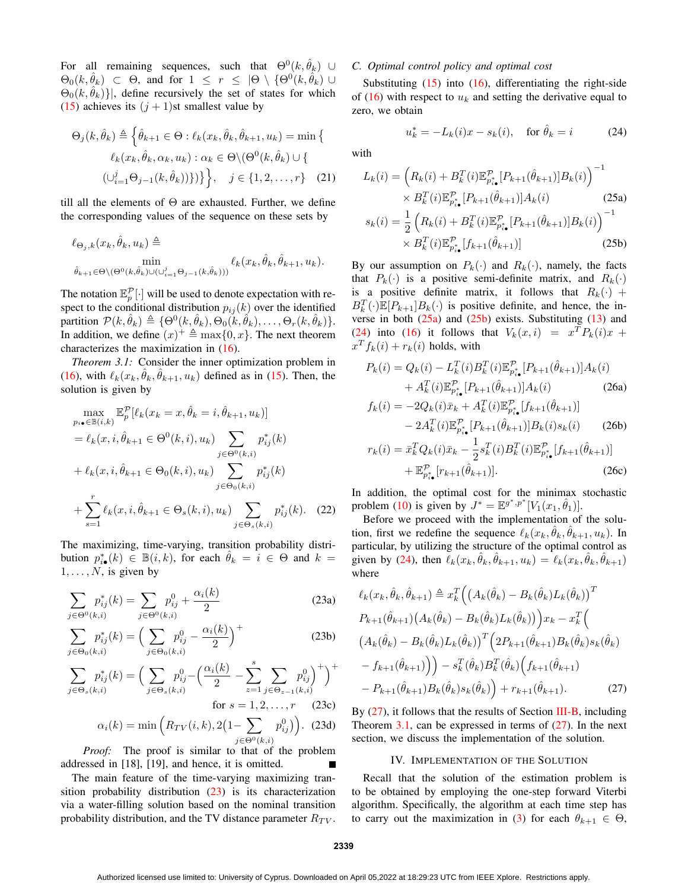For all remaining sequences, such that $\Theta^0(k,\hat{\theta}_k) \cup \Theta_0(k,\hat{\theta}_k) \subset \Theta$, and for $1 \leq r \leq |\Theta \setminus \{\Theta^0(k,\hat{\theta}_k) \cup \Theta_0(k,\hat{\theta}_k)\}|$, define recursively the set of states for which (15) achieves its $(j+1)$st smallest value by

$$\Theta_j(k,\hat{\theta}_k) \triangleq \Big\{\hat{\theta}_{k+1} \in \Theta : \ell_k(x_k,\hat{\theta}_k,\hat{\theta}_{k+1},u_k) = \min\big\{ \ell_k(x_k,\hat{\theta}_k,\alpha_k,u_k) : \alpha_k \in \Theta \backslash (\Theta^0(k,\hat{\theta}_k) \cup \{ (\cup_{i=1}^{j}\Theta_{j-1}(k,\hat{\theta}_k))\})\big\}\Big\}, \quad j \in \{1,2,\ldots,r\} \tag{21}$$

till all the elements of $\Theta$ are exhausted. Further, we define the corresponding values of the sequence on these sets by

$$\ell_{\Theta_j,k}(x_k,\hat{\theta}_k,u_k) \triangleq \min_{\hat{\theta}_{k+1} \in \Theta \backslash (\Theta^0(k,\hat{\theta}_k) \cup (\cup_{i=1}^{j}\Theta_{j-1}(k,\hat{\theta}_k)))} \ell_k(x_k,\hat{\theta}_k,\hat{\theta}_{k+1},u_k).$$

The notation $\mathbb{E}_p^{\mathcal{P}}[\cdot]$ will be used to denote expectation with respect to the conditional distribution $p_{ij}(k)$ over the identified partition $\mathcal{P}(k,\hat{\theta}_k) \triangleq \{\Theta^0(k,\hat{\theta}_k), \Theta_0(k,\hat{\theta}_k), \ldots, \Theta_r(k,\hat{\theta}_k)\}$. In addition, we define $(x)^+ \triangleq \max\{0,x\}$. The next theorem characterizes the maximization in (16).

*Theorem 3.1:* Consider the inner optimization problem in (16), with $\ell_k(x_k,\hat{\theta}_k,\hat{\theta}_{k+1},u_k)$ defined as in (15). Then, the solution is given by

$$\begin{aligned}
&\max_{p_{i\bullet} \in \mathbb{B}(i,k)} \mathbb{E}_p^{\mathcal{P}}[\ell_k(x_k = x, \hat{\theta}_k = i, \hat{\theta}_{k+1}, u_k)] \\
&= \ell_k(x,i,\hat{\theta}_{k+1} \in \Theta^0(k,i),u_k) \sum_{j \in \Theta^0(k,i)} p_{ij}^*(k) \\
&+ \ell_k(x,i,\hat{\theta}_{k+1} \in \Theta_0(k,i),u_k) \sum_{j \in \Theta_0(k,i)} p_{ij}^*(k) \\
&+ \sum_{s=1}^{r} \ell_k(x,i,\hat{\theta}_{k+1} \in \Theta_s(k,i),u_k) \sum_{j \in \Theta_s(k,i)} p_{ij}^*(k).
\end{aligned} \tag{22}$$

The maximizing, time-varying, transition probability distribution $p_{i\bullet}^*(k) \in \mathbb{B}(i,k)$, for each $\hat{\theta}_k = i \in \Theta$ and $k = 1,\ldots,N$, is given by

$$\sum_{j \in \Theta^0(k,i)} p_{ij}^*(k) = \sum_{j \in \Theta^0(k,i)} p_{ij}^0 + \frac{\alpha_i(k)}{2} \tag{23a}$$

$$\sum_{j \in \Theta_0(k,i)} p_{ij}^*(k) = \Big( \sum_{j \in \Theta_0(k,i)} p_{ij}^0 - \frac{\alpha_i(k)}{2} \Big)^+ \tag{23b}$$

$$\sum_{j \in \Theta_s(k,i)} p_{ij}^*(k) = \Big( \sum_{j \in \Theta_s(k,i)} p_{ij}^0 - \Big( \frac{\alpha_i(k)}{2} - \sum_{z=1}^{s} \sum_{j \in \Theta_{z-1}(k,i)} p_{ij}^0 \Big)^+ \Big)^+ \quad \text{for } s = 1,2,\ldots,r \tag{23c}$$

$$\alpha_i(k) = \min\Big( R_{TV}(i,k), 2\big(1 - \sum_{j \in \Theta^0(k,i)} p_{ij}^0\big)\Big). \tag{23d}$$

*Proof:* The proof is similar to that of the problem addressed in [18], [19], and hence, it is omitted. ∎

The main feature of the time-varying maximizing transition probability distribution (23) is its characterization via a water-filling solution based on the nominal transition probability distribution, and the TV distance parameter $R_{TV}$.

### C. Optimal control policy and optimal cost

Substituting (15) into (16), differentiating the right-side of (16) with respect to $u_k$ and setting the derivative equal to zero, we obtain

$$u_k^* = -L_k(i)x - s_k(i), \quad \text{for } \hat{\theta}_k = i \tag{24}$$

with

$$L_k(i) = \Big( R_k(i) + B_k^T(i)\mathbb{E}_{p_{i\bullet}^*}^{\mathcal{P}}[P_{k+1}(\hat{\theta}_{k+1})]B_k(i)\Big)^{-1} \times B_k^T(i)\mathbb{E}_{p_{i\bullet}^*}^{\mathcal{P}}[P_{k+1}(\hat{\theta}_{k+1})]A_k(i) \tag{25a}$$

$$s_k(i) = \frac{1}{2}\Big( R_k(i) + B_k^T(i)\mathbb{E}_{p_{i\bullet}^*}^{\mathcal{P}}[P_{k+1}(\hat{\theta}_{k+1})]B_k(i)\Big)^{-1} \times B_k^T(i)\mathbb{E}_{p_{i\bullet}^*}^{\mathcal{P}}[f_{k+1}(\hat{\theta}_{k+1})] \tag{25b}$$

By our assumption on $P_k(\cdot)$ and $R_k(\cdot)$, namely, the facts that $P_k(\cdot)$ is a positive semi-definite matrix, and $R_k(\cdot)$ is a positive definite matrix, it follows that $R_k(\cdot) + B_k^T(\cdot)\mathbb{E}[P_{k+1}]B_k(\cdot)$ is positive definite, and hence, the inverse in both (25a) and (25b) exists. Substituting (13) and (24) into (16) it follows that $V_k(x,i) = x^T P_k(i)x + x^T f_k(i) + r_k(i)$ holds, with

$$P_k(i) = Q_k(i) - L_k^T(i)B_k^T(i)\mathbb{E}_{p_{i\bullet}^*}^{\mathcal{P}}[P_{k+1}(\hat{\theta}_{k+1})]A_k(i) + A_k^T(i)\mathbb{E}_{p_{i\bullet}^*}^{\mathcal{P}}[P_{k+1}(\hat{\theta}_{k+1})]A_k(i) \tag{26a}$$

$$f_k(i) = -2Q_k(i)\bar{x}_k + A_k^T(i)\mathbb{E}_{p_{i\bullet}^*}^{\mathcal{P}}[f_{k+1}(\hat{\theta}_{k+1})] - 2A_k^T(i)\mathbb{E}_{p_{i\bullet}^*}^{\mathcal{P}}[P_{k+1}(\hat{\theta}_{k+1})]B_k(i)s_k(i) \tag{26b}$$

$$r_k(i) = \bar{x}_k^T Q_k(i)\bar{x}_k - \frac{1}{2}s_k^T(i)B_k^T(i)\mathbb{E}_{p_{i\bullet}^*}^{\mathcal{P}}[f_{k+1}(\hat{\theta}_{k+1})] + \mathbb{E}_{p_{i\bullet}^*}^{\mathcal{P}}[r_{k+1}(\hat{\theta}_{k+1})]. \tag{26c}$$

In addition, the optimal cost for the minimax stochastic problem (10) is given by $J^* = \mathbb{E}^{g^*,p^*}[V_1(x_1,\hat{\theta}_1)]$.

Before we proceed with the implementation of the solution, first we redefine the sequence $\ell_k(x_k,\hat{\theta}_k,\hat{\theta}_{k+1},u_k)$. In particular, by utilizing the structure of the optimal control as given by (24), then $\ell_k(x_k,\hat{\theta}_k,\hat{\theta}_{k+1},u_k) = \ell_k(x_k,\hat{\theta}_k,\hat{\theta}_{k+1})$ where

$$\begin{aligned}
\ell_k(x_k,\hat{\theta}_k,\hat{\theta}_{k+1}) &\triangleq x_k^T\Big(\big(A_k(\hat{\theta}_k) - B_k(\hat{\theta}_k)L_k(\hat{\theta}_k)\big)^T P_{k+1}(\hat{\theta}_{k+1})\big(A_k(\hat{\theta}_k) - B_k(\hat{\theta}_k)L_k(\hat{\theta}_k)\big)\Big)x_k - x_k^T\Big( \\
&\big(A_k(\hat{\theta}_k) - B_k(\hat{\theta}_k)L_k(\hat{\theta}_k)\big)^T\Big(2P_{k+1}(\hat{\theta}_{k+1})B_k(\hat{\theta}_k)s_k(\hat{\theta}_k) - f_{k+1}(\hat{\theta}_{k+1})\Big)\Big) - s_k^T(\hat{\theta}_k)B_k^T(\hat{\theta}_k)\Big(f_{k+1}(\hat{\theta}_{k+1}) \\
&- P_{k+1}(\hat{\theta}_{k+1})B_k(\hat{\theta}_k)s_k(\hat{\theta}_k)\Big) + r_{k+1}(\hat{\theta}_{k+1}).
\end{aligned} \tag{27}$$

By (27), it follows that the results of Section III-B, including Theorem 3.1, can be expressed in terms of (27). In the next section, we discuss the implementation of the solution.

## IV. Implementation of the Solution

Recall that the solution of the estimation problem is to be obtained by employing the one-step forward Viterbi algorithm. Specifically, the algorithm at each time step has to carry out the maximization in (3) for each $\theta_{k+1} \in \Theta$,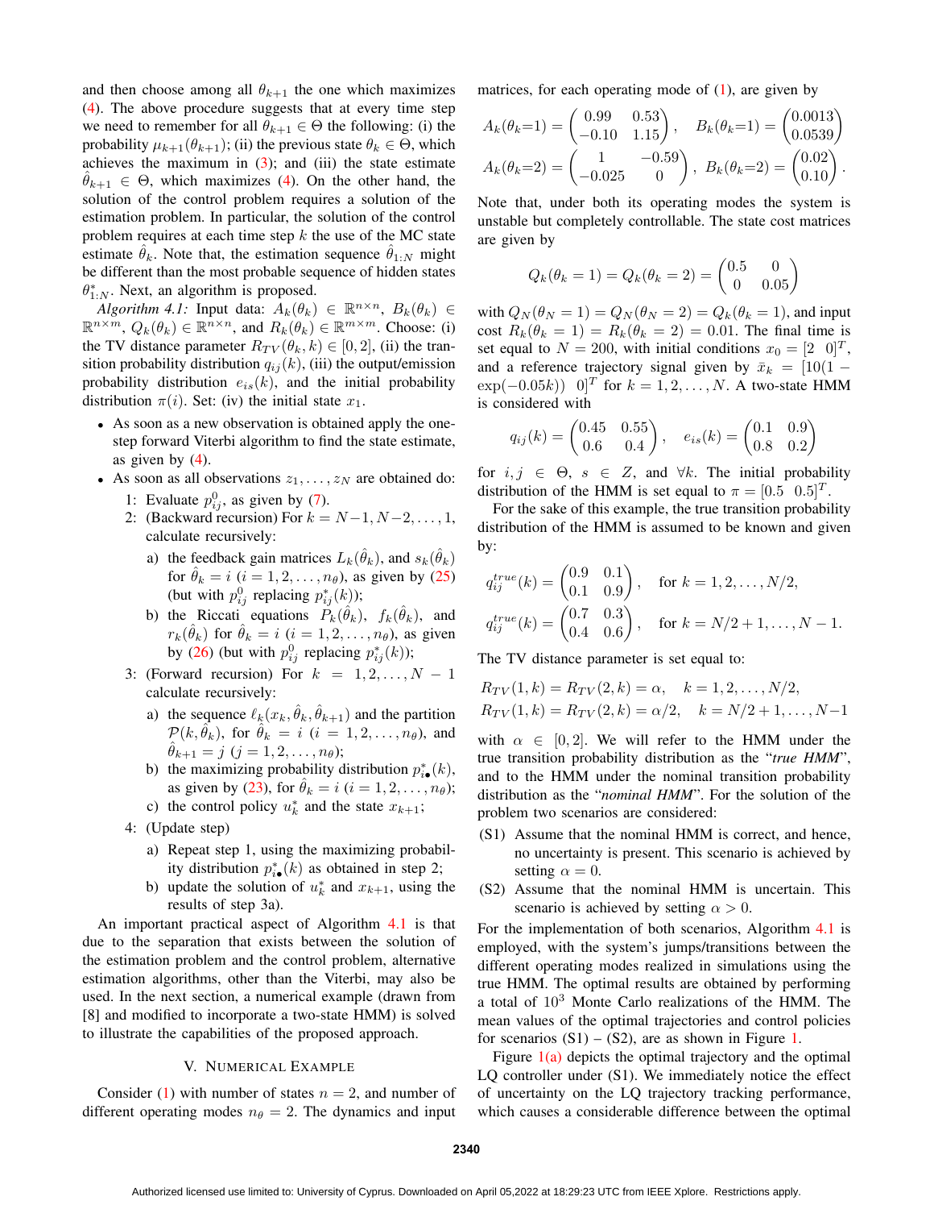and then choose among all $\theta_{k+1}$ the one which maximizes (4). The above procedure suggests that at every time step we need to remember for all $\theta_{k+1} \in \Theta$ the following: (i) the probability $\mu_{k+1}(\theta_{k+1})$; (ii) the previous state $\theta_k \in \Theta$, which achieves the maximum in (3); and (iii) the state estimate $\hat{\theta}_{k+1} \in \Theta$, which maximizes (4). On the other hand, the solution of the control problem requires a solution of the estimation problem. In particular, the solution of the control problem requires at each time step $k$ the use of the MC state estimate $\hat{\theta}_k$. Note that, the estimation sequence $\hat{\theta}_{1:N}$ might be different than the most probable sequence of hidden states $\theta^*_{1:N}$. Next, an algorithm is proposed.

*Algorithm 4.1:* Input data: $A_k(\theta_k) \in \mathbb{R}^{n\times n}$, $B_k(\theta_k) \in \mathbb{R}^{n\times m}$, $Q_k(\theta_k) \in \mathbb{R}^{n\times n}$, and $R_k(\theta_k) \in \mathbb{R}^{m\times m}$. Choose: (i) the TV distance parameter $R_{TV}(\theta_k, k) \in [0, 2]$, (ii) the transition probability distribution $q_{ij}(k)$, (iii) the output/emission probability distribution $e_{is}(k)$, and the initial probability distribution $\pi(i)$. Set: (iv) the initial state $x_1$.

- As soon as a new observation is obtained apply the one-step forward Viterbi algorithm to find the state estimate, as given by (4).
- As soon as all observations $z_1, \ldots, z_N$ are obtained do:
  1. Evaluate $p^0_{ij}$, as given by (7).
  2. (Backward recursion) For $k = N-1, N-2, \ldots, 1$, calculate recursively:
     a) the feedback gain matrices $L_k(\hat{\theta}_k)$, and $s_k(\hat{\theta}_k)$ for $\hat{\theta}_k = i$ $(i = 1, 2, \ldots, n_\theta)$, as given by (25) (but with $p^0_{ij}$ replacing $p^*_{ij}(k)$);
     b) the Riccati equations $P_k(\hat{\theta}_k)$, $f_k(\hat{\theta}_k)$, and $r_k(\hat{\theta}_k)$ for $\hat{\theta}_k = i$ $(i = 1, 2, \ldots, n_\theta)$, as given by (26) (but with $p^0_{ij}$ replacing $p^*_{ij}(k)$);
  3. (Forward recursion) For $k = 1, 2, \ldots, N-1$ calculate recursively:
     a) the sequence $\ell_k(x_k, \hat{\theta}_k, \hat{\theta}_{k+1})$ and the partition $\mathcal{P}(k, \hat{\theta}_k)$, for $\hat{\theta}_k = i$ $(i = 1, 2, \ldots, n_\theta)$, and $\hat{\theta}_{k+1} = j$ $(j = 1, 2, \ldots, n_\theta)$;
     b) the maximizing probability distribution $p^*_{i\bullet}(k)$, as given by (23), for $\hat{\theta}_k = i$ $(i = 1, 2, \ldots, n_\theta)$;
     c) the control policy $u^*_k$ and the state $x_{k+1}$;
  4. (Update step)
     a) Repeat step 1, using the maximizing probability distribution $p^*_{i\bullet}(k)$ as obtained in step 2;
     b) update the solution of $u^*_k$ and $x_{k+1}$, using the results of step 3a).

An important practical aspect of Algorithm 4.1 is that due to the separation that exists between the solution of the estimation problem and the control problem, alternative estimation algorithms, other than the Viterbi, may also be used. In the next section, a numerical example (drawn from [8] and modified to incorporate a two-state HMM) is solved to illustrate the capabilities of the proposed approach.

## V. Numerical Example

Consider (1) with number of states $n = 2$, and number of different operating modes $n_\theta = 2$. The dynamics and input matrices, for each operating mode of (1), are given by

$$A_k(\theta_k{=}1) = \begin{pmatrix} 0.99 & 0.53 \\ -0.10 & 1.15 \end{pmatrix}, \quad B_k(\theta_k{=}1) = \begin{pmatrix} 0.0013 \\ 0.0539 \end{pmatrix}$$

$$A_k(\theta_k{=}2) = \begin{pmatrix} 1 & -0.59 \\ -0.025 & 0 \end{pmatrix}, \quad B_k(\theta_k{=}2) = \begin{pmatrix} 0.02 \\ 0.10 \end{pmatrix}.$$

Note that, under both its operating modes the system is unstable but completely controllable. The state cost matrices are given by

$$Q_k(\theta_k = 1) = Q_k(\theta_k = 2) = \begin{pmatrix} 0.5 & 0 \\ 0 & 0.05 \end{pmatrix}$$

with $Q_N(\theta_N = 1) = Q_N(\theta_N = 2) = Q_k(\theta_k = 1)$, and input cost $R_k(\theta_k = 1) = R_k(\theta_k = 2) = 0.01$. The final time is set equal to $N = 200$, with initial conditions $x_0 = [2 \quad 0]^T$, and a reference trajectory signal given by $\bar{x}_k = [10(1 - \exp(-0.05k)) \quad 0]^T$ for $k = 1, 2, \ldots, N$. A two-state HMM is considered with

$$q_{ij}(k) = \begin{pmatrix} 0.45 & 0.55 \\ 0.6 & 0.4 \end{pmatrix}, \quad e_{is}(k) = \begin{pmatrix} 0.1 & 0.9 \\ 0.8 & 0.2 \end{pmatrix}$$

for $i, j \in \Theta$, $s \in Z$, and $\forall k$. The initial probability distribution of the HMM is set equal to $\pi = [0.5 \quad 0.5]^T$.

For the sake of this example, the true transition probability distribution of the HMM is assumed to be known and given by:

$$q^{true}_{ij}(k) = \begin{pmatrix} 0.9 & 0.1 \\ 0.1 & 0.9 \end{pmatrix}, \quad \text{for } k = 1, 2, \ldots, N/2,$$

$$q^{true}_{ij}(k) = \begin{pmatrix} 0.7 & 0.3 \\ 0.4 & 0.6 \end{pmatrix}, \quad \text{for } k = N/2+1, \ldots, N-1.$$

The TV distance parameter is set equal to:

$$R_{TV}(1, k) = R_{TV}(2, k) = \alpha, \quad k = 1, 2, \ldots, N/2,$$
$$R_{TV}(1, k) = R_{TV}(2, k) = \alpha/2, \quad k = N/2+1, \ldots, N-1$$

with $\alpha \in [0, 2]$. We will refer to the HMM under the true transition probability distribution as the "*true HMM*", and to the HMM under the nominal transition probability distribution as the "*nominal HMM*". For the solution of the problem two scenarios are considered:

- (S1) Assume that the nominal HMM is correct, and hence, no uncertainty is present. This scenario is achieved by setting $\alpha = 0$.
- (S2) Assume that the nominal HMM is uncertain. This scenario is achieved by setting $\alpha > 0$.

For the implementation of both scenarios, Algorithm 4.1 is employed, with the system's jumps/transitions between the different operating modes realized in simulations using the true HMM. The optimal results are obtained by performing a total of $10^3$ Monte Carlo realizations of the HMM. The mean values of the optimal trajectories and control policies for scenarios (S1) – (S2), are as shown in Figure 1.

Figure 1(a) depicts the optimal trajectory and the optimal LQ controller under (S1). We immediately notice the effect of uncertainty on the LQ trajectory tracking performance, which causes a considerable difference between the optimal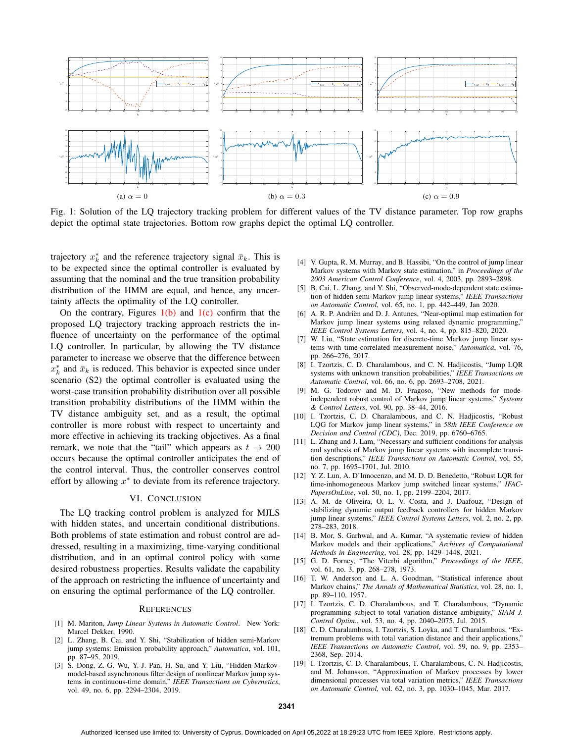(a) $\alpha = 0$

(b) $\alpha = 0.3$

(c) $\alpha = 0.9$

Fig. 1: Solution of the LQ trajectory tracking problem for different values of the TV distance parameter. Top row graphs depict the optimal state trajectories. Bottom row graphs depict the optimal LQ controller.

trajectory $x_k^*$ and the reference trajectory signal $\bar{x}_k$. This is to be expected since the optimal controller is evaluated by assuming that the nominal and the true transition probability distribution of the HMM are equal, and hence, any uncertainty affects the optimality of the LQ controller.

On the contrary, Figures 1(b) and 1(c) confirm that the proposed LQ trajectory tracking approach restricts the influence of uncertainty on the performance of the optimal LQ controller. In particular, by allowing the TV distance parameter to increase we observe that the difference between $x_k^*$ and $\bar{x}_k$ is reduced. This behavior is expected since under scenario (S2) the optimal controller is evaluated using the worst-case transition probability distribution over all possible transition probability distributions of the HMM within the TV distance ambiguity set, and as a result, the optimal controller is more robust with respect to uncertainty and more effective in achieving its tracking objectives. As a final remark, we note that the "tail" which appears as $t \rightarrow 200$ occurs because the optimal controller anticipates the end of the control interval. Thus, the controller conserves control effort by allowing $x^*$ to deviate from its reference trajectory.

## VI. Conclusion

The LQ tracking control problem is analyzed for MJLS with hidden states, and uncertain conditional distributions. Both problems of state estimation and robust control are addressed, resulting in a maximizing, time-varying conditional distribution, and in an optimal control policy with some desired robustness properties. Results validate the capability of the approach on restricting the influence of uncertainty and on ensuring the optimal performance of the LQ controller.

## References

[1] M. Mariton, *Jump Linear Systems in Automatic Control*. New York: Marcel Dekker, 1990.

[2] L. Zhang, B. Cai, and Y. Shi, "Stabilization of hidden semi-Markov jump systems: Emission probability approach," *Automatica*, vol. 101, pp. 87–95, 2019.

[3] S. Dong, Z.-G. Wu, Y.-J. Pan, H. Su, and Y. Liu, "Hidden-Markov-model-based asynchronous filter design of nonlinear Markov jump systems in continuous-time domain," *IEEE Transactions on Cybernetics*, vol. 49, no. 6, pp. 2294–2304, 2019.

[4] V. Gupta, R. M. Murray, and B. Hassibi, "On the control of jump linear Markov systems with Markov state estimation," in *Proceedings of the 2003 American Control Conference*, vol. 4, 2003, pp. 2893–2898.

[5] B. Cai, L. Zhang, and Y. Shi, "Observed-mode-dependent state estimation of hidden semi-Markov jump linear systems," *IEEE Transactions on Automatic Control*, vol. 65, no. 1, pp. 442–449, Jan 2020.

[6] A. R. P. Andriën and D. J. Antunes, "Near-optimal map estimation for Markov jump linear systems using relaxed dynamic programming," *IEEE Control Systems Letters*, vol. 4, no. 4, pp. 815–820, 2020.

[7] W. Liu, "State estimation for discrete-time Markov jump linear systems with time-correlated measurement noise," *Automatica*, vol. 76, pp. 266–276, 2017.

[8] I. Tzortzis, C. D. Charalambous, and C. N. Hadjicostis, "Jump LQR systems with unknown transition probabilities," *IEEE Transactions on Automatic Control*, vol. 66, no. 6, pp. 2693–2708, 2021.

[9] M. G. Todorov and M. D. Fragoso, "New methods for mode-independent robust control of Markov jump linear systems," *Systems & Control Letters*, vol. 90, pp. 38–44, 2016.

[10] I. Tzortzis, C. D. Charalambous, and C. N. Hadjicostis, "Robust LQG for Markov jump linear systems," in *58th IEEE Conference on Decision and Control (CDC)*, Dec. 2019, pp. 6760–6765.

[11] L. Zhang and J. Lam, "Necessary and sufficient conditions for analysis and synthesis of Markov jump linear systems with incomplete transition descriptions," *IEEE Transactions on Automatic Control*, vol. 55, no. 7, pp. 1695–1701, Jul. 2010.

[12] Y. Z. Lun, A. D'Innocenzo, and M. D. D. Benedetto, "Robust LQR for time-inhomogeneous Markov jump switched linear systems," *IFAC-PapersOnLine*, vol. 50, no. 1, pp. 2199–2204, 2017.

[13] A. M. de Oliveira, O. L. V. Costa, and J. Daafouz, "Design of stabilizing dynamic output feedback controllers for hidden Markov jump linear systems," *IEEE Control Systems Letters*, vol. 2, no. 2, pp. 278–283, 2018.

[14] B. Mor, S. Garhwal, and A. Kumar, "A systematic review of hidden Markov models and their applications," *Archives of Computational Methods in Engineering*, vol. 28, pp. 1429–1448, 2021.

[15] G. D. Forney, "The Viterbi algorithm," *Proceedings of the IEEE*, vol. 61, no. 3, pp. 268–278, 1973.

[16] T. W. Anderson and L. A. Goodman, "Statistical inference about Markov chains," *The Annals of Mathematical Statistics*, vol. 28, no. 1, pp. 89–110, 1957.

[17] I. Tzortzis, C. D. Charalambous, and T. Charalambous, "Dynamic programming subject to total variation distance ambiguity," *SIAM J. Control Optim.*, vol. 53, no. 4, pp. 2040–2075, Jul. 2015.

[18] C. D. Charalambous, I. Tzortzis, S. Loyka, and T. Charalambous, "Extremum problems with total variation distance and their applications," *IEEE Transactions on Automatic Control*, vol. 59, no. 9, pp. 2353–2368, Sep. 2014.

[19] I. Tzortzis, C. D. Charalambous, T. Charalambous, C. N. Hadjicostis, and M. Johansson, "Approximation of Markov processes by lower dimensional processes via total variation metrics," *IEEE Transactions on Automatic Control*, vol. 62, no. 3, pp. 1030–1045, Mar. 2017.